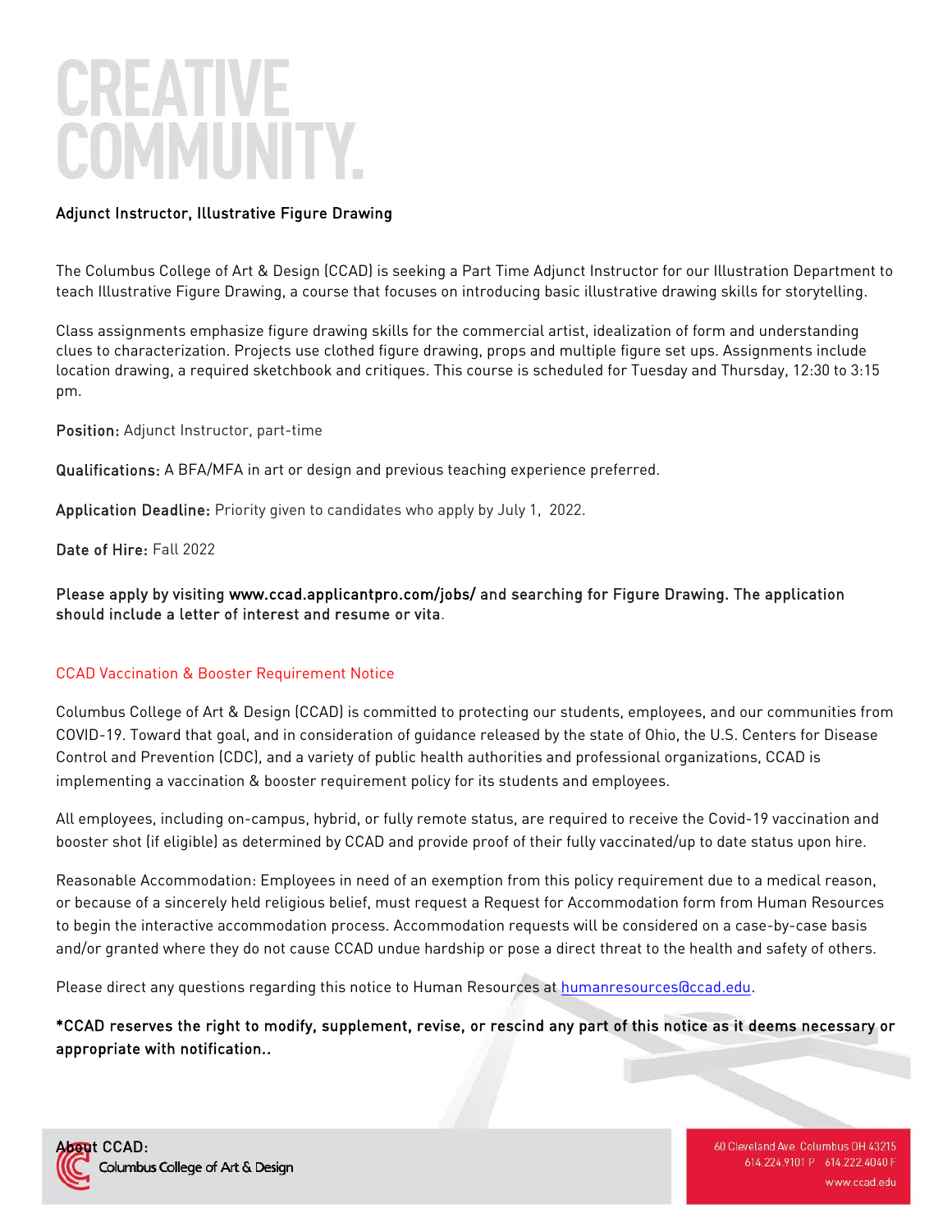# CREATIVE COMMUNITY.

## Adjunct Instructor, Illustrative Figure Drawing

The Columbus College of Art & Design (CCAD) is seeking a Part Time Adjunct Instructor for our Illustration Department to teach Illustrative Figure Drawing, a course that focuses on introducing basic illustrative drawing skills for storytelling.

Class assignments emphasize figure drawing skills for the commercial artist, idealization of form and understanding clues to characterization. Projects use clothed figure drawing, props and multiple figure set ups. Assignments include location drawing, a required sketchbook and critiques. This course is scheduled for Tuesday and Thursday, 12:30 to 3:15 pm.

**Position:** Adjunct Instructor, part-time

**Qualifications:** A BFA/MFA in art or design and previous teaching experience preferred.

**Application Deadline:** Priority given to candidates who apply by July 1, 2022.

**Date of Hire:** Fall 2022

**Please apply by visiting www.ccad.applicantpro.com/jobs/ and searching for Figure Drawing. The application should include a letter of interest and resume or vita.**

### CCAD Vaccination & Booster Requirement Notice

Columbus College of Art & Design (CCAD) is committed to protecting our students, employees, and our communities from COVID-19. Toward that goal, and in consideration of guidance released by the state of Ohio, the U.S. Centers for Disease Control and Prevention (CDC), and a variety of public health authorities and professional organizations, CCAD is implementing a vaccination & booster requirement policy for its students and employees.

All employees, including on-campus, hybrid, or fully remote status, are required to receive the Covid-19 vaccination and booster shot (if eligible) as determined by CCAD and provide proof of their fully vaccinated/up to date status upon hire.

Reasonable Accommodation: Employees in need of an exemption from this policy requirement due to a medical reason, or because of a sincerely held religious belief, must request a Request for Accommodation form from Human Resources to begin the interactive accommodation process. Accommodation requests will be considered on a case-by-case basis and/or granted where they do not cause CCAD undue hardship or pose a direct threat to the health and safety of others.

Please direct any questions regarding this notice to Human Resources at humanresources@ccad.edu.

**\*CCAD reserves the right to modify, supplement, revise, or rescind any part of this notice as it deems necessary or appropriate with notification..**

About CCAD:

Columbus College of Art & Design

60 Cleveland Ave. Columbus OH 43215
614.224.9101 P 614.222.4040 F
www.ccad.edu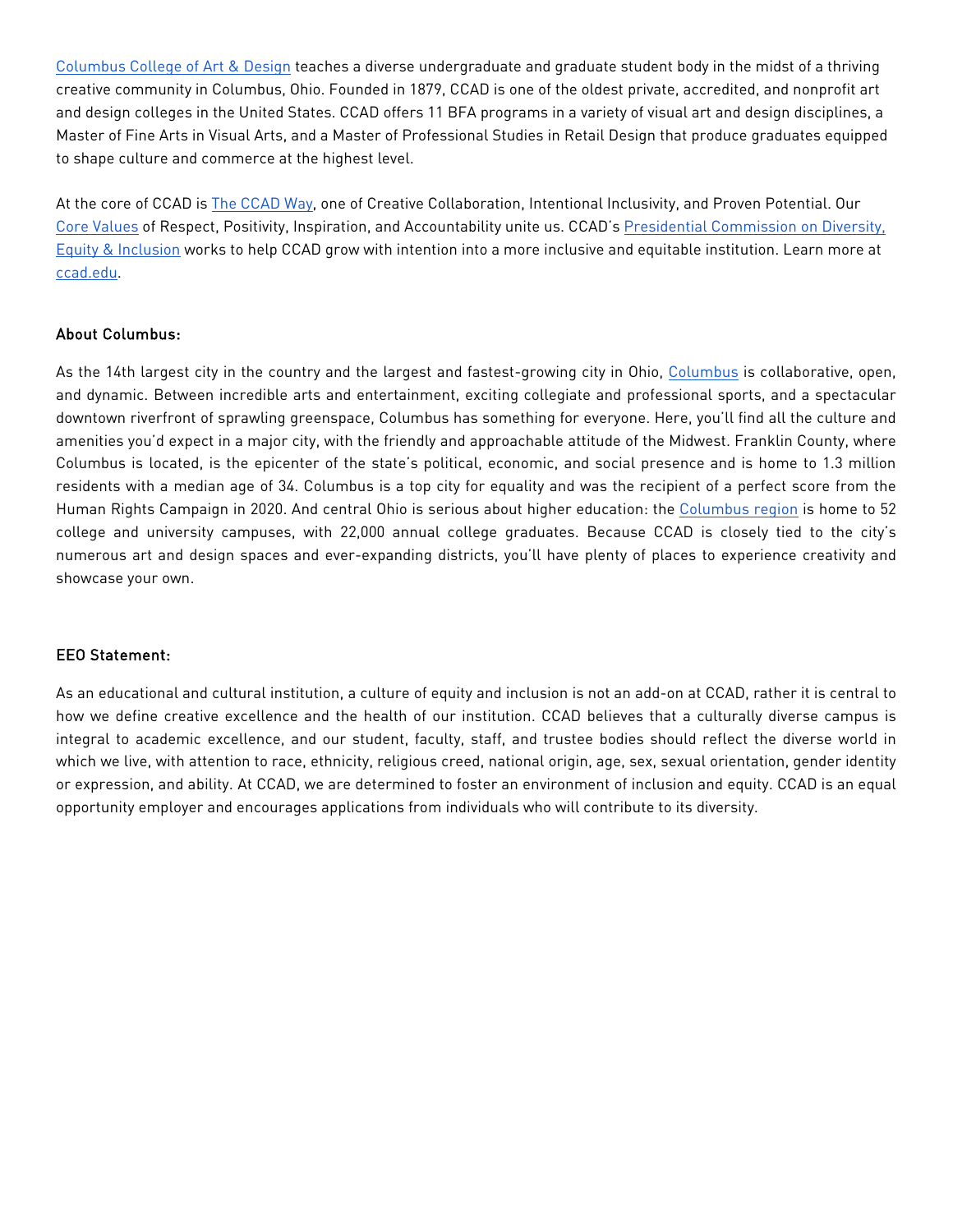Columbus College of Art & Design teaches a diverse undergraduate and graduate student body in the midst of a thriving creative community in Columbus, Ohio. Founded in 1879, CCAD is one of the oldest private, accredited, and nonprofit art and design colleges in the United States. CCAD offers 11 BFA programs in a variety of visual art and design disciplines, a Master of Fine Arts in Visual Arts, and a Master of Professional Studies in Retail Design that produce graduates equipped to shape culture and commerce at the highest level.

At the core of CCAD is The CCAD Way, one of Creative Collaboration, Intentional Inclusivity, and Proven Potential. Our Core Values of Respect, Positivity, Inspiration, and Accountability unite us. CCAD's Presidential Commission on Diversity, Equity & Inclusion works to help CCAD grow with intention into a more inclusive and equitable institution. Learn more at ccad.edu.

**About Columbus:**

As the 14th largest city in the country and the largest and fastest-growing city in Ohio, Columbus is collaborative, open, and dynamic. Between incredible arts and entertainment, exciting collegiate and professional sports, and a spectacular downtown riverfront of sprawling greenspace, Columbus has something for everyone. Here, you'll find all the culture and amenities you'd expect in a major city, with the friendly and approachable attitude of the Midwest. Franklin County, where Columbus is located, is the epicenter of the state's political, economic, and social presence and is home to 1.3 million residents with a median age of 34. Columbus is a top city for equality and was the recipient of a perfect score from the Human Rights Campaign in 2020. And central Ohio is serious about higher education: the Columbus region is home to 52 college and university campuses, with 22,000 annual college graduates. Because CCAD is closely tied to the city's numerous art and design spaces and ever-expanding districts, you'll have plenty of places to experience creativity and showcase your own.

**EEO Statement:**

As an educational and cultural institution, a culture of equity and inclusion is not an add-on at CCAD, rather it is central to how we define creative excellence and the health of our institution. CCAD believes that a culturally diverse campus is integral to academic excellence, and our student, faculty, staff, and trustee bodies should reflect the diverse world in which we live, with attention to race, ethnicity, religious creed, national origin, age, sex, sexual orientation, gender identity or expression, and ability. At CCAD, we are determined to foster an environment of inclusion and equity. CCAD is an equal opportunity employer and encourages applications from individuals who will contribute to its diversity.